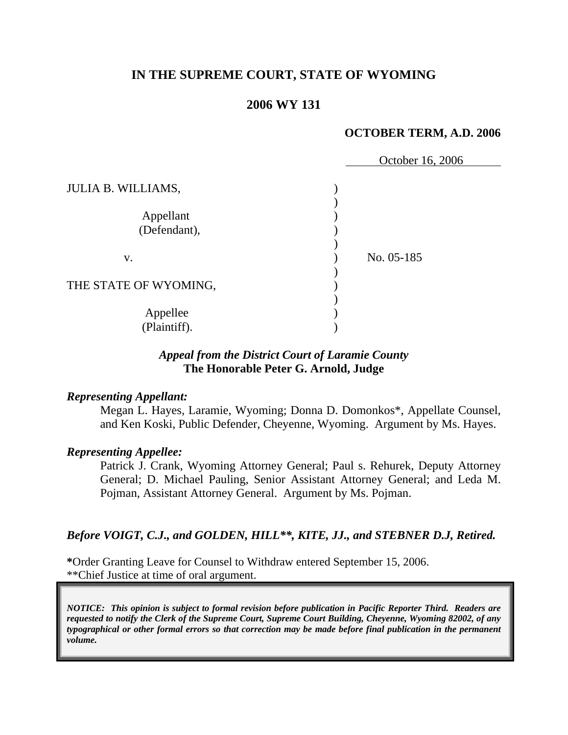**IN THE SUPREME COURT, STATE OF WYOMING**

**2006 WY 131**

**OCTOBER TERM, A.D. 2006**

October 16, 2006

| | | |
|---|---|---|
| JULIA B. WILLIAMS,<br><br>Appellant<br>(Defendant),<br><br>v.<br><br>THE STATE OF WYOMING,<br><br>Appellee<br>(Plaintiff). | ) | No. 05-185 |

***Appeal from the District Court of Laramie County***
**The Honorable Peter G. Arnold, Judge**

***Representing Appellant:***

Megan L. Hayes, Laramie, Wyoming; Donna D. Domonkos*, Appellate Counsel, and Ken Koski, Public Defender, Cheyenne, Wyoming. Argument by Ms. Hayes.

***Representing Appellee:***

Patrick J. Crank, Wyoming Attorney General; Paul s. Rehurek, Deputy Attorney General; D. Michael Pauling, Senior Assistant Attorney General; and Leda M. Pojman, Assistant Attorney General. Argument by Ms. Pojman.

***Before VOIGT, C.J., and GOLDEN, HILL**, KITE, JJ., and STEBNER D.J, Retired.***

**\***Order Granting Leave for Counsel to Withdraw entered September 15, 2006.
**Chief Justice at time of oral argument.

*NOTICE: This opinion is subject to formal revision before publication in Pacific Reporter Third. Readers are requested to notify the Clerk of the Supreme Court, Supreme Court Building, Cheyenne, Wyoming 82002, of any typographical or other formal errors so that correction may be made before final publication in the permanent volume.*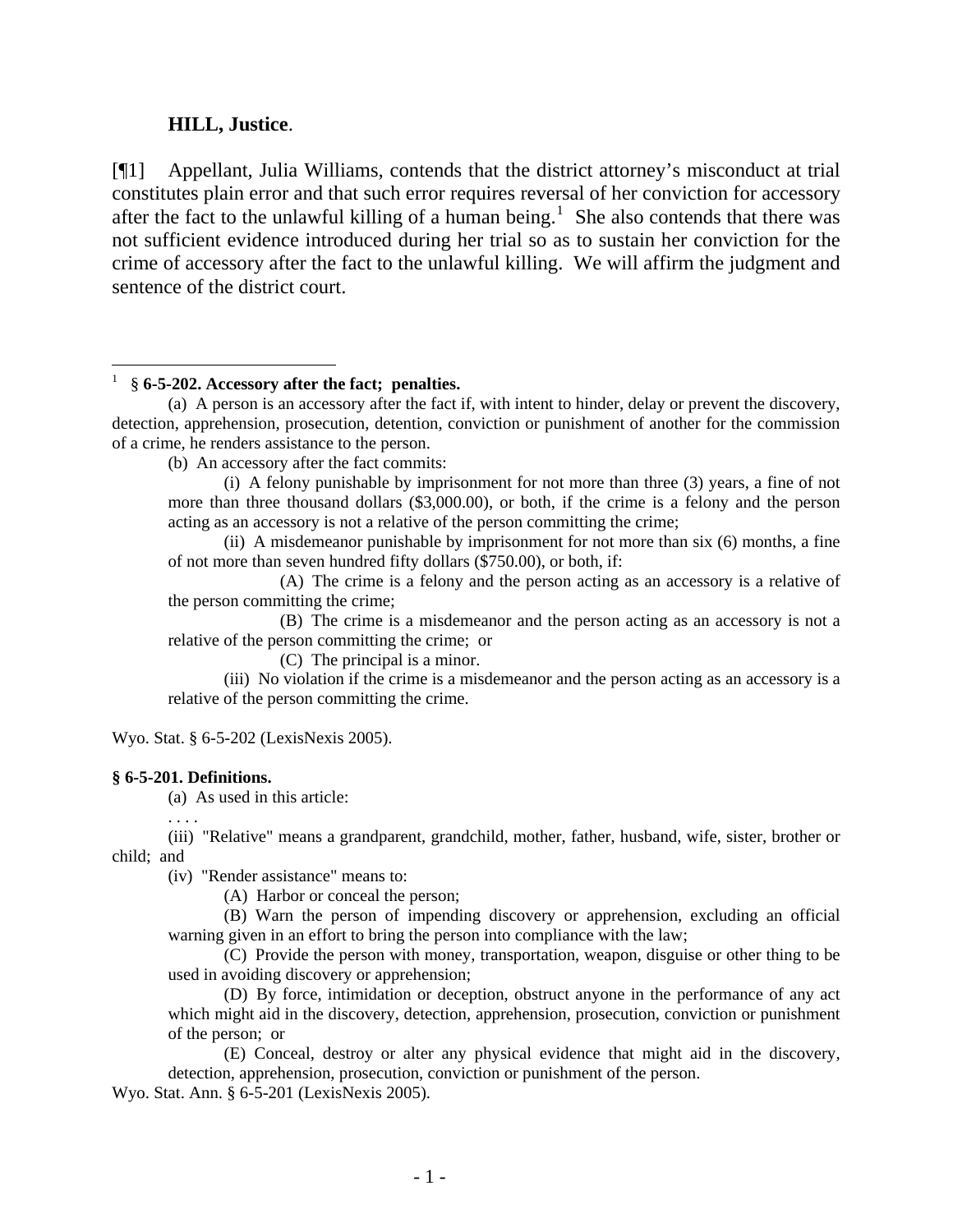**HILL, Justice**.

[¶1] Appellant, Julia Williams, contends that the district attorney's misconduct at trial constitutes plain error and that such error requires reversal of her conviction for accessory after the fact to the unlawful killing of a human being.[1] She also contends that there was not sufficient evidence introduced during her trial so as to sustain her conviction for the crime of accessory after the fact to the unlawful killing. We will affirm the judgment and sentence of the district court.

---

[1] § **6-5-202. Accessory after the fact; penalties.**

(a) A person is an accessory after the fact if, with intent to hinder, delay or prevent the discovery, detection, apprehension, prosecution, detention, conviction or punishment of another for the commission of a crime, he renders assistance to the person.

(b) An accessory after the fact commits:

(i) A felony punishable by imprisonment for not more than three (3) years, a fine of not more than three thousand dollars ($3,000.00), or both, if the crime is a felony and the person acting as an accessory is not a relative of the person committing the crime;

(ii) A misdemeanor punishable by imprisonment for not more than six (6) months, a fine of not more than seven hundred fifty dollars ($750.00), or both, if:

(A) The crime is a felony and the person acting as an accessory is a relative of the person committing the crime;

(B) The crime is a misdemeanor and the person acting as an accessory is not a relative of the person committing the crime; or

(C) The principal is a minor.

(iii) No violation if the crime is a misdemeanor and the person acting as an accessory is a relative of the person committing the crime.

Wyo. Stat. § 6-5-202 (LexisNexis 2005).

**§ 6-5-201. Definitions.**

(a) As used in this article:

. . . .

(iii) "Relative" means a grandparent, grandchild, mother, father, husband, wife, sister, brother or child; and

(iv) "Render assistance" means to:

(A) Harbor or conceal the person;

(B) Warn the person of impending discovery or apprehension, excluding an official warning given in an effort to bring the person into compliance with the law;

(C) Provide the person with money, transportation, weapon, disguise or other thing to be used in avoiding discovery or apprehension;

(D) By force, intimidation or deception, obstruct anyone in the performance of any act which might aid in the discovery, detection, apprehension, prosecution, conviction or punishment of the person; or

(E) Conceal, destroy or alter any physical evidence that might aid in the discovery, detection, apprehension, prosecution, conviction or punishment of the person.

Wyo. Stat. Ann. § 6-5-201 (LexisNexis 2005).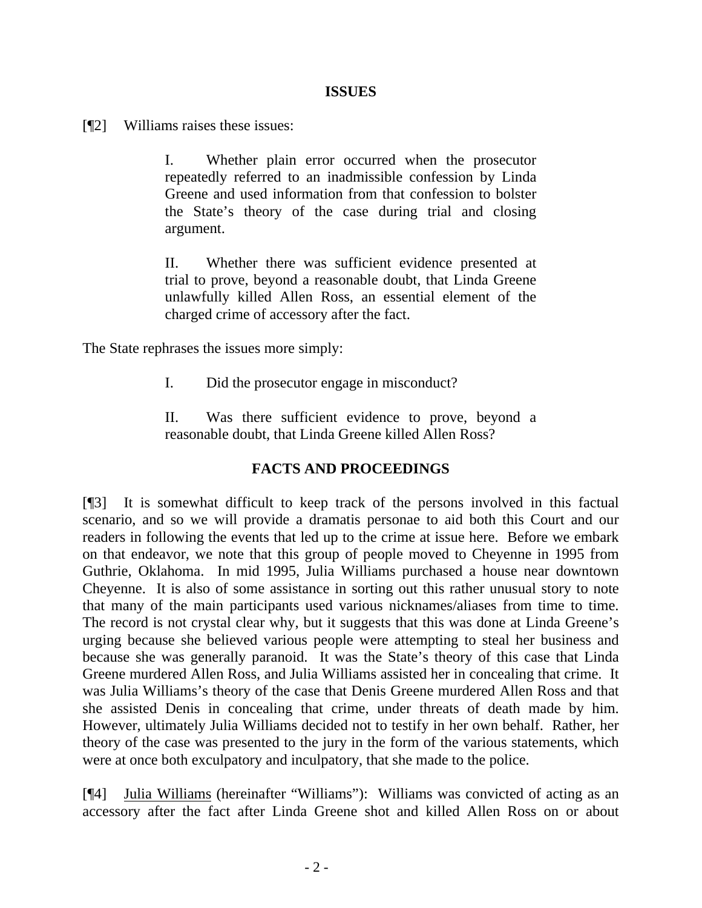## ISSUES

[¶2] Williams raises these issues:

> I. Whether plain error occurred when the prosecutor repeatedly referred to an inadmissible confession by Linda Greene and used information from that confession to bolster the State's theory of the case during trial and closing argument.
>
> II. Whether there was sufficient evidence presented at trial to prove, beyond a reasonable doubt, that Linda Greene unlawfully killed Allen Ross, an essential element of the charged crime of accessory after the fact.

The State rephrases the issues more simply:

> I. Did the prosecutor engage in misconduct?
>
> II. Was there sufficient evidence to prove, beyond a reasonable doubt, that Linda Greene killed Allen Ross?

## FACTS AND PROCEEDINGS

[¶3] It is somewhat difficult to keep track of the persons involved in this factual scenario, and so we will provide a dramatis personae to aid both this Court and our readers in following the events that led up to the crime at issue here. Before we embark on that endeavor, we note that this group of people moved to Cheyenne in 1995 from Guthrie, Oklahoma. In mid 1995, Julia Williams purchased a house near downtown Cheyenne. It is also of some assistance in sorting out this rather unusual story to note that many of the main participants used various nicknames/aliases from time to time. The record is not crystal clear why, but it suggests that this was done at Linda Greene's urging because she believed various people were attempting to steal her business and because she was generally paranoid. It was the State's theory of this case that Linda Greene murdered Allen Ross, and Julia Williams assisted her in concealing that crime. It was Julia Williams's theory of the case that Denis Greene murdered Allen Ross and that she assisted Denis in concealing that crime, under threats of death made by him. However, ultimately Julia Williams decided not to testify in her own behalf. Rather, her theory of the case was presented to the jury in the form of the various statements, which were at once both exculpatory and inculpatory, that she made to the police.

[¶4] Julia Williams (hereinafter "Williams"): Williams was convicted of acting as an accessory after the fact after Linda Greene shot and killed Allen Ross on or about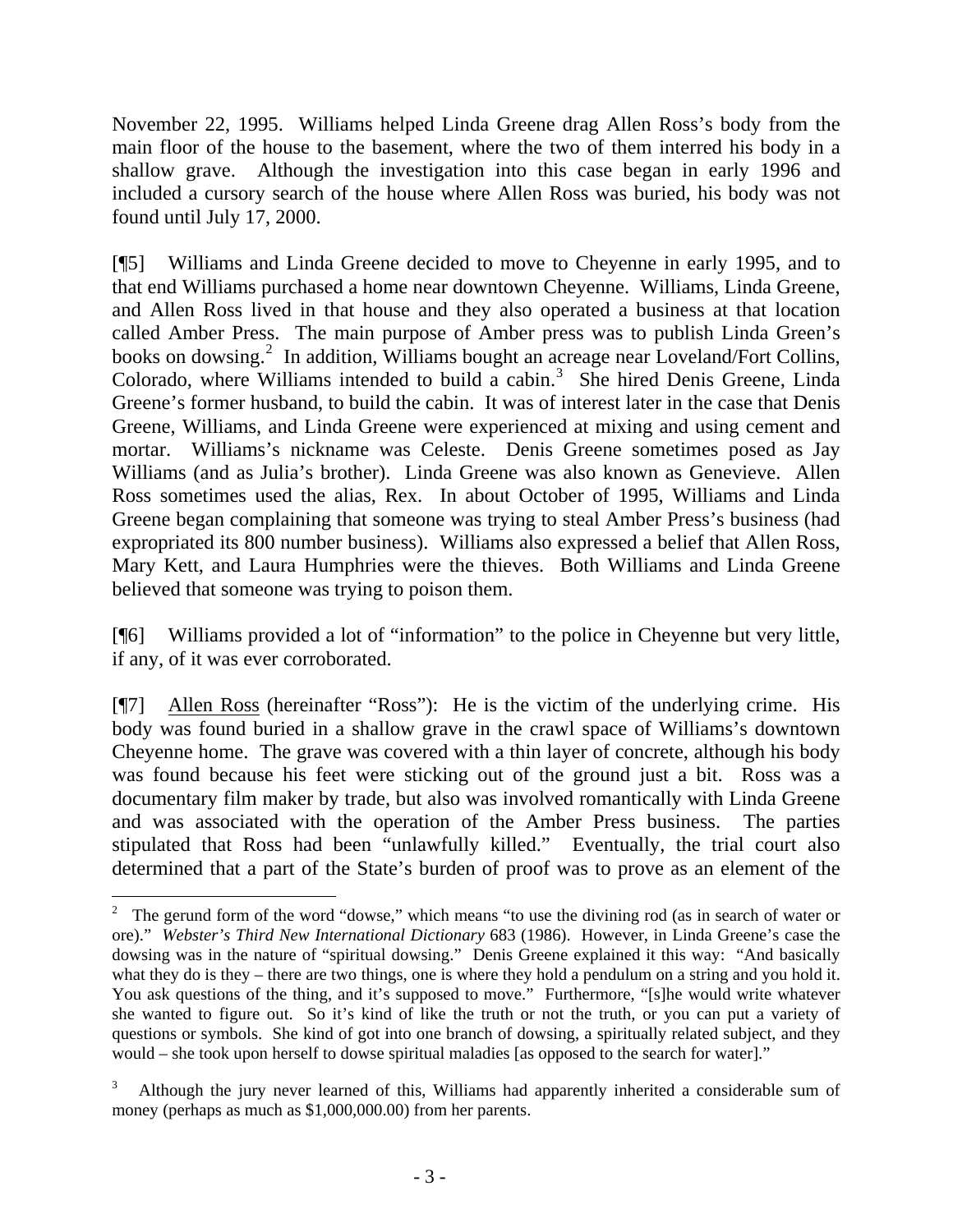November 22, 1995. Williams helped Linda Greene drag Allen Ross's body from the main floor of the house to the basement, where the two of them interred his body in a shallow grave. Although the investigation into this case began in early 1996 and included a cursory search of the house where Allen Ross was buried, his body was not found until July 17, 2000.

[¶5] Williams and Linda Greene decided to move to Cheyenne in early 1995, and to that end Williams purchased a home near downtown Cheyenne. Williams, Linda Greene, and Allen Ross lived in that house and they also operated a business at that location called Amber Press. The main purpose of Amber press was to publish Linda Green's books on dowsing.[2] In addition, Williams bought an acreage near Loveland/Fort Collins, Colorado, where Williams intended to build a cabin.[3] She hired Denis Greene, Linda Greene's former husband, to build the cabin. It was of interest later in the case that Denis Greene, Williams, and Linda Greene were experienced at mixing and using cement and mortar. Williams's nickname was Celeste. Denis Greene sometimes posed as Jay Williams (and as Julia's brother). Linda Greene was also known as Genevieve. Allen Ross sometimes used the alias, Rex. In about October of 1995, Williams and Linda Greene began complaining that someone was trying to steal Amber Press's business (had expropriated its 800 number business). Williams also expressed a belief that Allen Ross, Mary Kett, and Laura Humphries were the thieves. Both Williams and Linda Greene believed that someone was trying to poison them.

[¶6] Williams provided a lot of "information" to the police in Cheyenne but very little, if any, of it was ever corroborated.

[¶7] Allen Ross (hereinafter "Ross"): He is the victim of the underlying crime. His body was found buried in a shallow grave in the crawl space of Williams's downtown Cheyenne home. The grave was covered with a thin layer of concrete, although his body was found because his feet were sticking out of the ground just a bit. Ross was a documentary film maker by trade, but also was involved romantically with Linda Greene and was associated with the operation of the Amber Press business. The parties stipulated that Ross had been "unlawfully killed." Eventually, the trial court also determined that a part of the State's burden of proof was to prove as an element of the

---

[2] The gerund form of the word "dowse," which means "to use the divining rod (as in search of water or ore)." *Webster's Third New International Dictionary* 683 (1986). However, in Linda Greene's case the dowsing was in the nature of "spiritual dowsing." Denis Greene explained it this way: "And basically what they do is they – there are two things, one is where they hold a pendulum on a string and you hold it. You ask questions of the thing, and it's supposed to move." Furthermore, "[s]he would write whatever she wanted to figure out. So it's kind of like the truth or not the truth, or you can put a variety of questions or symbols. She kind of got into one branch of dowsing, a spiritually related subject, and they would – she took upon herself to dowse spiritual maladies [as opposed to the search for water]."

[3] Although the jury never learned of this, Williams had apparently inherited a considerable sum of money (perhaps as much as $1,000,000.00) from her parents.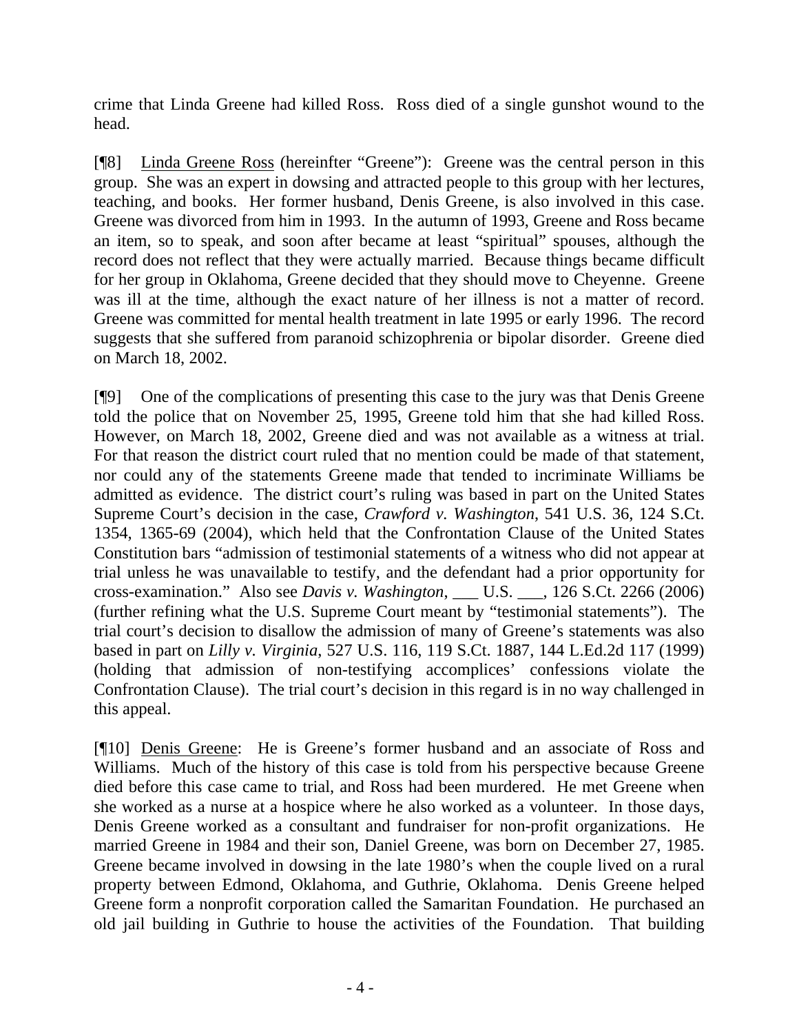crime that Linda Greene had killed Ross. Ross died of a single gunshot wound to the head.

[¶8] Linda Greene Ross (hereinfter "Greene"): Greene was the central person in this group. She was an expert in dowsing and attracted people to this group with her lectures, teaching, and books. Her former husband, Denis Greene, is also involved in this case. Greene was divorced from him in 1993. In the autumn of 1993, Greene and Ross became an item, so to speak, and soon after became at least "spiritual" spouses, although the record does not reflect that they were actually married. Because things became difficult for her group in Oklahoma, Greene decided that they should move to Cheyenne. Greene was ill at the time, although the exact nature of her illness is not a matter of record. Greene was committed for mental health treatment in late 1995 or early 1996. The record suggests that she suffered from paranoid schizophrenia or bipolar disorder. Greene died on March 18, 2002.

[¶9] One of the complications of presenting this case to the jury was that Denis Greene told the police that on November 25, 1995, Greene told him that she had killed Ross. However, on March 18, 2002, Greene died and was not available as a witness at trial. For that reason the district court ruled that no mention could be made of that statement, nor could any of the statements Greene made that tended to incriminate Williams be admitted as evidence. The district court's ruling was based in part on the United States Supreme Court's decision in the case, *Crawford v. Washington*, 541 U.S. 36, 124 S.Ct. 1354, 1365-69 (2004), which held that the Confrontation Clause of the United States Constitution bars "admission of testimonial statements of a witness who did not appear at trial unless he was unavailable to testify, and the defendant had a prior opportunity for cross-examination." Also see *Davis v. Washington*, ___ U.S. ___, 126 S.Ct. 2266 (2006) (further refining what the U.S. Supreme Court meant by "testimonial statements"). The trial court's decision to disallow the admission of many of Greene's statements was also based in part on *Lilly v. Virginia*, 527 U.S. 116, 119 S.Ct. 1887, 144 L.Ed.2d 117 (1999) (holding that admission of non-testifying accomplices' confessions violate the Confrontation Clause). The trial court's decision in this regard is in no way challenged in this appeal.

[¶10] Denis Greene: He is Greene's former husband and an associate of Ross and Williams. Much of the history of this case is told from his perspective because Greene died before this case came to trial, and Ross had been murdered. He met Greene when she worked as a nurse at a hospice where he also worked as a volunteer. In those days, Denis Greene worked as a consultant and fundraiser for non-profit organizations. He married Greene in 1984 and their son, Daniel Greene, was born on December 27, 1985. Greene became involved in dowsing in the late 1980's when the couple lived on a rural property between Edmond, Oklahoma, and Guthrie, Oklahoma. Denis Greene helped Greene form a nonprofit corporation called the Samaritan Foundation. He purchased an old jail building in Guthrie to house the activities of the Foundation. That building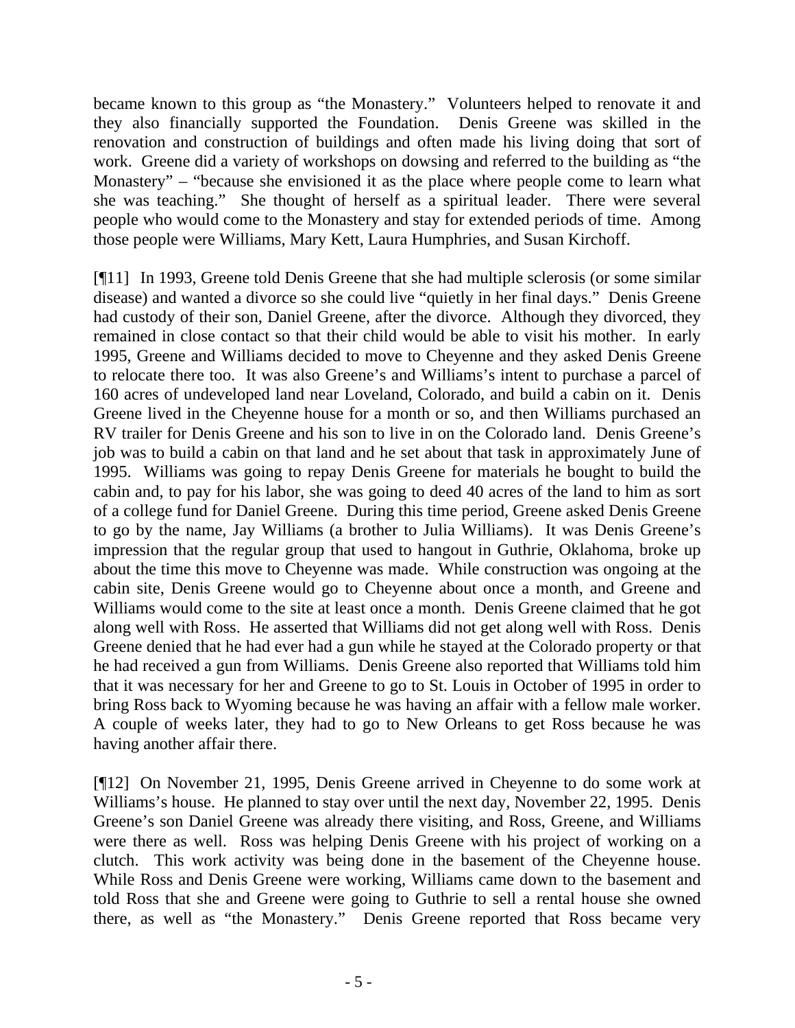became known to this group as "the Monastery." Volunteers helped to renovate it and they also financially supported the Foundation. Denis Greene was skilled in the renovation and construction of buildings and often made his living doing that sort of work. Greene did a variety of workshops on dowsing and referred to the building as "the Monastery" – "because she envisioned it as the place where people come to learn what she was teaching." She thought of herself as a spiritual leader. There were several people who would come to the Monastery and stay for extended periods of time. Among those people were Williams, Mary Kett, Laura Humphries, and Susan Kirchoff.

[¶11] In 1993, Greene told Denis Greene that she had multiple sclerosis (or some similar disease) and wanted a divorce so she could live "quietly in her final days." Denis Greene had custody of their son, Daniel Greene, after the divorce. Although they divorced, they remained in close contact so that their child would be able to visit his mother. In early 1995, Greene and Williams decided to move to Cheyenne and they asked Denis Greene to relocate there too. It was also Greene's and Williams's intent to purchase a parcel of 160 acres of undeveloped land near Loveland, Colorado, and build a cabin on it. Denis Greene lived in the Cheyenne house for a month or so, and then Williams purchased an RV trailer for Denis Greene and his son to live in on the Colorado land. Denis Greene's job was to build a cabin on that land and he set about that task in approximately June of 1995. Williams was going to repay Denis Greene for materials he bought to build the cabin and, to pay for his labor, she was going to deed 40 acres of the land to him as sort of a college fund for Daniel Greene. During this time period, Greene asked Denis Greene to go by the name, Jay Williams (a brother to Julia Williams). It was Denis Greene's impression that the regular group that used to hangout in Guthrie, Oklahoma, broke up about the time this move to Cheyenne was made. While construction was ongoing at the cabin site, Denis Greene would go to Cheyenne about once a month, and Greene and Williams would come to the site at least once a month. Denis Greene claimed that he got along well with Ross. He asserted that Williams did not get along well with Ross. Denis Greene denied that he had ever had a gun while he stayed at the Colorado property or that he had received a gun from Williams. Denis Greene also reported that Williams told him that it was necessary for her and Greene to go to St. Louis in October of 1995 in order to bring Ross back to Wyoming because he was having an affair with a fellow male worker. A couple of weeks later, they had to go to New Orleans to get Ross because he was having another affair there.

[¶12] On November 21, 1995, Denis Greene arrived in Cheyenne to do some work at Williams's house. He planned to stay over until the next day, November 22, 1995. Denis Greene's son Daniel Greene was already there visiting, and Ross, Greene, and Williams were there as well. Ross was helping Denis Greene with his project of working on a clutch. This work activity was being done in the basement of the Cheyenne house. While Ross and Denis Greene were working, Williams came down to the basement and told Ross that she and Greene were going to Guthrie to sell a rental house she owned there, as well as "the Monastery." Denis Greene reported that Ross became very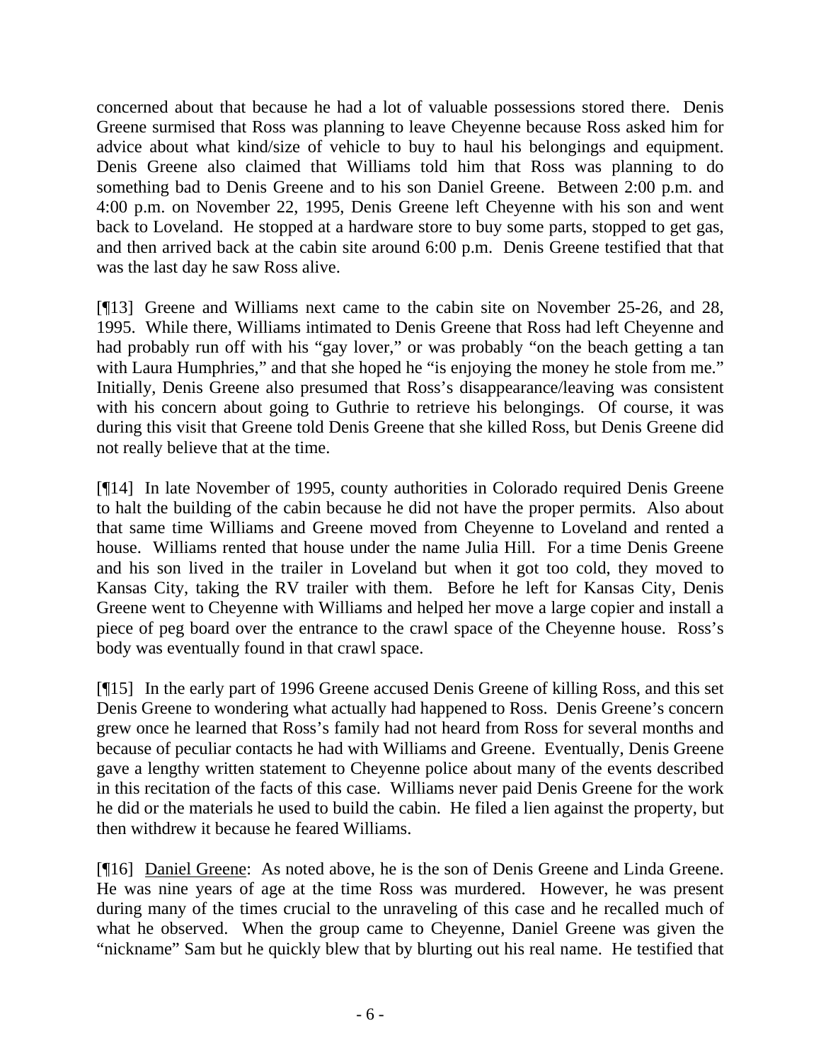concerned about that because he had a lot of valuable possessions stored there. Denis Greene surmised that Ross was planning to leave Cheyenne because Ross asked him for advice about what kind/size of vehicle to buy to haul his belongings and equipment. Denis Greene also claimed that Williams told him that Ross was planning to do something bad to Denis Greene and to his son Daniel Greene. Between 2:00 p.m. and 4:00 p.m. on November 22, 1995, Denis Greene left Cheyenne with his son and went back to Loveland. He stopped at a hardware store to buy some parts, stopped to get gas, and then arrived back at the cabin site around 6:00 p.m. Denis Greene testified that that was the last day he saw Ross alive.

[¶13] Greene and Williams next came to the cabin site on November 25-26, and 28, 1995. While there, Williams intimated to Denis Greene that Ross had left Cheyenne and had probably run off with his "gay lover," or was probably "on the beach getting a tan with Laura Humphries," and that she hoped he "is enjoying the money he stole from me." Initially, Denis Greene also presumed that Ross's disappearance/leaving was consistent with his concern about going to Guthrie to retrieve his belongings. Of course, it was during this visit that Greene told Denis Greene that she killed Ross, but Denis Greene did not really believe that at the time.

[¶14] In late November of 1995, county authorities in Colorado required Denis Greene to halt the building of the cabin because he did not have the proper permits. Also about that same time Williams and Greene moved from Cheyenne to Loveland and rented a house. Williams rented that house under the name Julia Hill. For a time Denis Greene and his son lived in the trailer in Loveland but when it got too cold, they moved to Kansas City, taking the RV trailer with them. Before he left for Kansas City, Denis Greene went to Cheyenne with Williams and helped her move a large copier and install a piece of peg board over the entrance to the crawl space of the Cheyenne house. Ross's body was eventually found in that crawl space.

[¶15] In the early part of 1996 Greene accused Denis Greene of killing Ross, and this set Denis Greene to wondering what actually had happened to Ross. Denis Greene's concern grew once he learned that Ross's family had not heard from Ross for several months and because of peculiar contacts he had with Williams and Greene. Eventually, Denis Greene gave a lengthy written statement to Cheyenne police about many of the events described in this recitation of the facts of this case. Williams never paid Denis Greene for the work he did or the materials he used to build the cabin. He filed a lien against the property, but then withdrew it because he feared Williams.

[¶16] Daniel Greene: As noted above, he is the son of Denis Greene and Linda Greene. He was nine years of age at the time Ross was murdered. However, he was present during many of the times crucial to the unraveling of this case and he recalled much of what he observed. When the group came to Cheyenne, Daniel Greene was given the "nickname" Sam but he quickly blew that by blurting out his real name. He testified that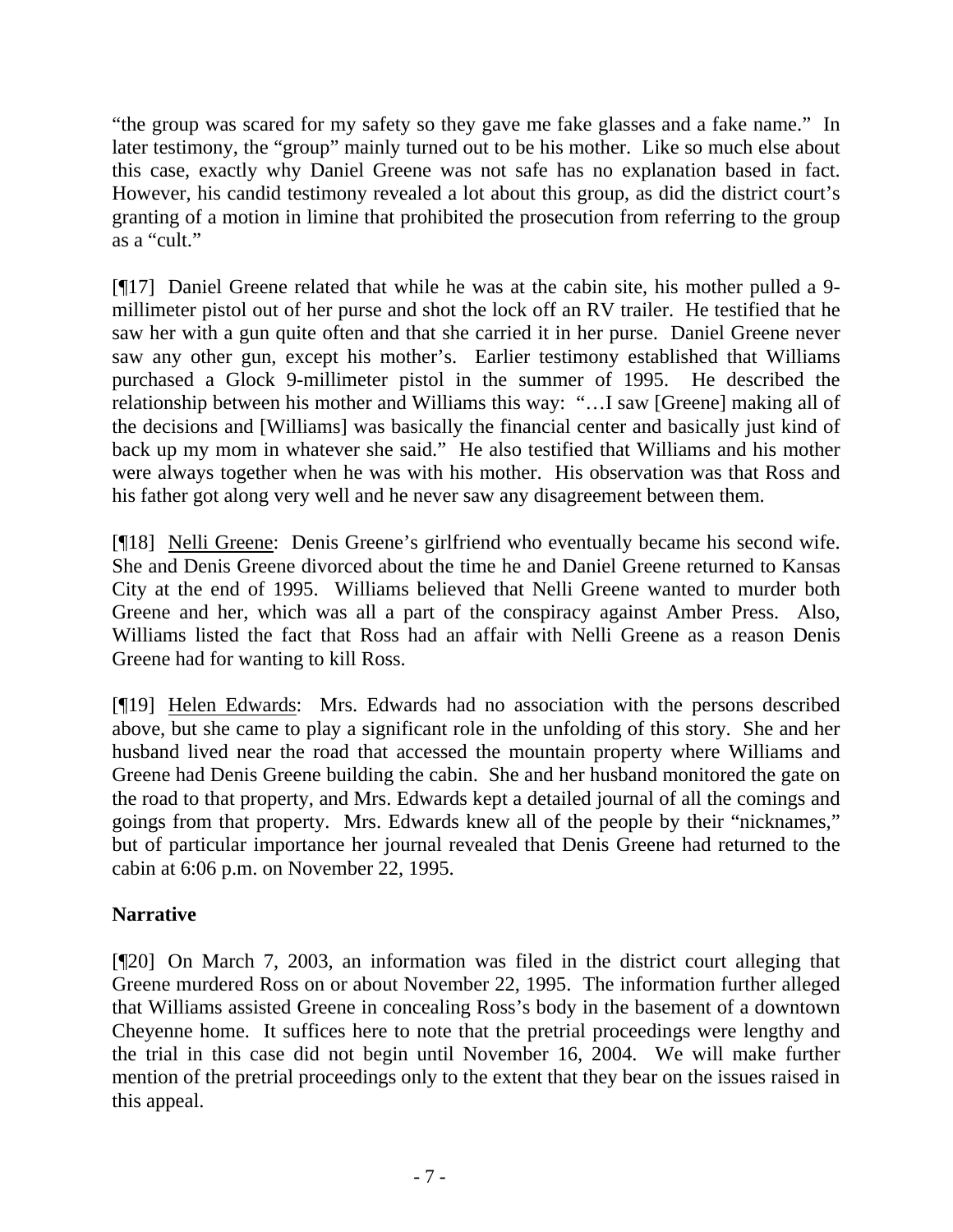"the group was scared for my safety so they gave me fake glasses and a fake name." In later testimony, the "group" mainly turned out to be his mother. Like so much else about this case, exactly why Daniel Greene was not safe has no explanation based in fact. However, his candid testimony revealed a lot about this group, as did the district court's granting of a motion in limine that prohibited the prosecution from referring to the group as a "cult."

[¶17] Daniel Greene related that while he was at the cabin site, his mother pulled a 9-millimeter pistol out of her purse and shot the lock off an RV trailer. He testified that he saw her with a gun quite often and that she carried it in her purse. Daniel Greene never saw any other gun, except his mother's. Earlier testimony established that Williams purchased a Glock 9-millimeter pistol in the summer of 1995. He described the relationship between his mother and Williams this way: "…I saw [Greene] making all of the decisions and [Williams] was basically the financial center and basically just kind of back up my mom in whatever she said." He also testified that Williams and his mother were always together when he was with his mother. His observation was that Ross and his father got along very well and he never saw any disagreement between them.

[¶18] Nelli Greene: Denis Greene's girlfriend who eventually became his second wife. She and Denis Greene divorced about the time he and Daniel Greene returned to Kansas City at the end of 1995. Williams believed that Nelli Greene wanted to murder both Greene and her, which was all a part of the conspiracy against Amber Press. Also, Williams listed the fact that Ross had an affair with Nelli Greene as a reason Denis Greene had for wanting to kill Ross.

[¶19] Helen Edwards: Mrs. Edwards had no association with the persons described above, but she came to play a significant role in the unfolding of this story. She and her husband lived near the road that accessed the mountain property where Williams and Greene had Denis Greene building the cabin. She and her husband monitored the gate on the road to that property, and Mrs. Edwards kept a detailed journal of all the comings and goings from that property. Mrs. Edwards knew all of the people by their "nicknames," but of particular importance her journal revealed that Denis Greene had returned to the cabin at 6:06 p.m. on November 22, 1995.

**Narrative**

[¶20] On March 7, 2003, an information was filed in the district court alleging that Greene murdered Ross on or about November 22, 1995. The information further alleged that Williams assisted Greene in concealing Ross's body in the basement of a downtown Cheyenne home. It suffices here to note that the pretrial proceedings were lengthy and the trial in this case did not begin until November 16, 2004. We will make further mention of the pretrial proceedings only to the extent that they bear on the issues raised in this appeal.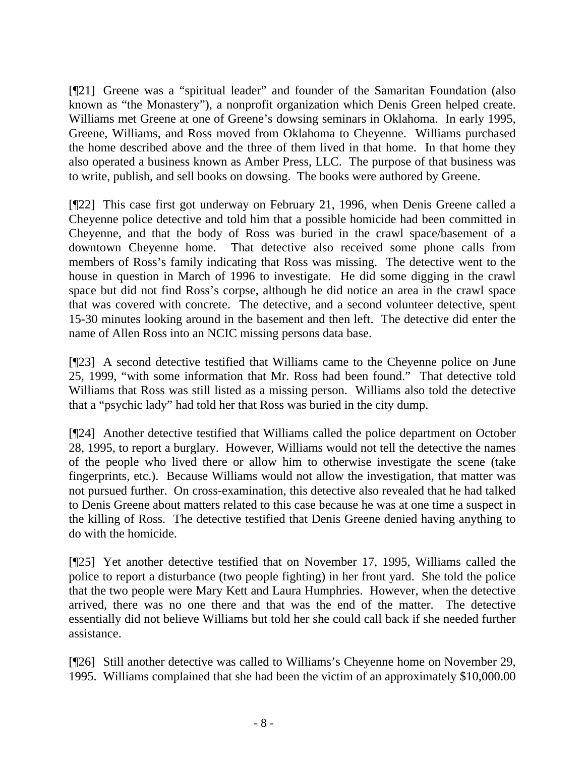[¶21] Greene was a "spiritual leader" and founder of the Samaritan Foundation (also known as "the Monastery"), a nonprofit organization which Denis Green helped create. Williams met Greene at one of Greene's dowsing seminars in Oklahoma. In early 1995, Greene, Williams, and Ross moved from Oklahoma to Cheyenne. Williams purchased the home described above and the three of them lived in that home. In that home they also operated a business known as Amber Press, LLC. The purpose of that business was to write, publish, and sell books on dowsing. The books were authored by Greene.

[¶22] This case first got underway on February 21, 1996, when Denis Greene called a Cheyenne police detective and told him that a possible homicide had been committed in Cheyenne, and that the body of Ross was buried in the crawl space/basement of a downtown Cheyenne home. That detective also received some phone calls from members of Ross's family indicating that Ross was missing. The detective went to the house in question in March of 1996 to investigate. He did some digging in the crawl space but did not find Ross's corpse, although he did notice an area in the crawl space that was covered with concrete. The detective, and a second volunteer detective, spent 15-30 minutes looking around in the basement and then left. The detective did enter the name of Allen Ross into an NCIC missing persons data base.

[¶23] A second detective testified that Williams came to the Cheyenne police on June 25, 1999, "with some information that Mr. Ross had been found." That detective told Williams that Ross was still listed as a missing person. Williams also told the detective that a "psychic lady" had told her that Ross was buried in the city dump.

[¶24] Another detective testified that Williams called the police department on October 28, 1995, to report a burglary. However, Williams would not tell the detective the names of the people who lived there or allow him to otherwise investigate the scene (take fingerprints, etc.). Because Williams would not allow the investigation, that matter was not pursued further. On cross-examination, this detective also revealed that he had talked to Denis Greene about matters related to this case because he was at one time a suspect in the killing of Ross. The detective testified that Denis Greene denied having anything to do with the homicide.

[¶25] Yet another detective testified that on November 17, 1995, Williams called the police to report a disturbance (two people fighting) in her front yard. She told the police that the two people were Mary Kett and Laura Humphries. However, when the detective arrived, there was no one there and that was the end of the matter. The detective essentially did not believe Williams but told her she could call back if she needed further assistance.

[¶26] Still another detective was called to Williams's Cheyenne home on November 29, 1995. Williams complained that she had been the victim of an approximately $10,000.00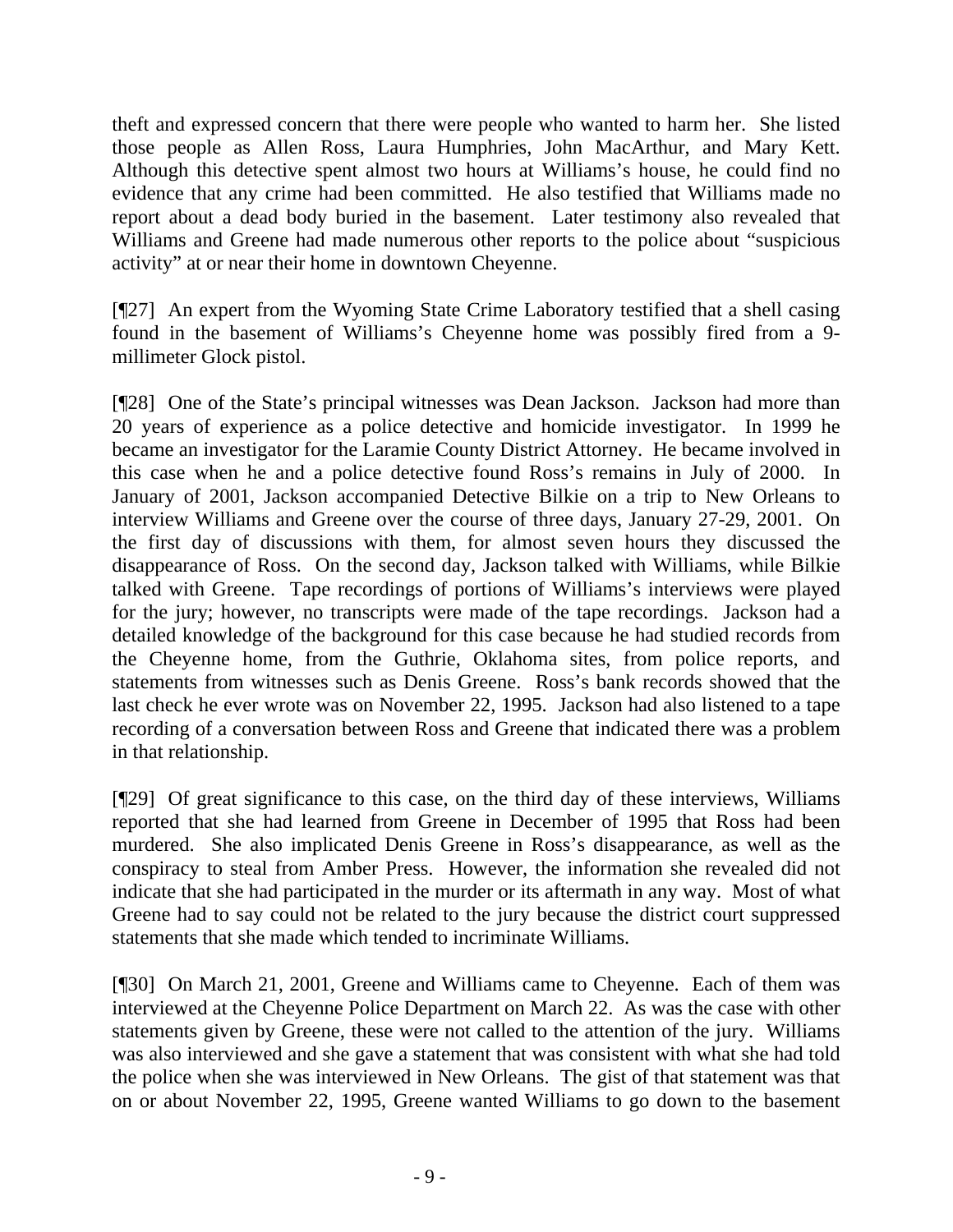theft and expressed concern that there were people who wanted to harm her. She listed those people as Allen Ross, Laura Humphries, John MacArthur, and Mary Kett. Although this detective spent almost two hours at Williams's house, he could find no evidence that any crime had been committed. He also testified that Williams made no report about a dead body buried in the basement. Later testimony also revealed that Williams and Greene had made numerous other reports to the police about "suspicious activity" at or near their home in downtown Cheyenne.

[¶27] An expert from the Wyoming State Crime Laboratory testified that a shell casing found in the basement of Williams's Cheyenne home was possibly fired from a 9-millimeter Glock pistol.

[¶28] One of the State's principal witnesses was Dean Jackson. Jackson had more than 20 years of experience as a police detective and homicide investigator. In 1999 he became an investigator for the Laramie County District Attorney. He became involved in this case when he and a police detective found Ross's remains in July of 2000. In January of 2001, Jackson accompanied Detective Bilkie on a trip to New Orleans to interview Williams and Greene over the course of three days, January 27-29, 2001. On the first day of discussions with them, for almost seven hours they discussed the disappearance of Ross. On the second day, Jackson talked with Williams, while Bilkie talked with Greene. Tape recordings of portions of Williams's interviews were played for the jury; however, no transcripts were made of the tape recordings. Jackson had a detailed knowledge of the background for this case because he had studied records from the Cheyenne home, from the Guthrie, Oklahoma sites, from police reports, and statements from witnesses such as Denis Greene. Ross's bank records showed that the last check he ever wrote was on November 22, 1995. Jackson had also listened to a tape recording of a conversation between Ross and Greene that indicated there was a problem in that relationship.

[¶29] Of great significance to this case, on the third day of these interviews, Williams reported that she had learned from Greene in December of 1995 that Ross had been murdered. She also implicated Denis Greene in Ross's disappearance, as well as the conspiracy to steal from Amber Press. However, the information she revealed did not indicate that she had participated in the murder or its aftermath in any way. Most of what Greene had to say could not be related to the jury because the district court suppressed statements that she made which tended to incriminate Williams.

[¶30] On March 21, 2001, Greene and Williams came to Cheyenne. Each of them was interviewed at the Cheyenne Police Department on March 22. As was the case with other statements given by Greene, these were not called to the attention of the jury. Williams was also interviewed and she gave a statement that was consistent with what she had told the police when she was interviewed in New Orleans. The gist of that statement was that on or about November 22, 1995, Greene wanted Williams to go down to the basement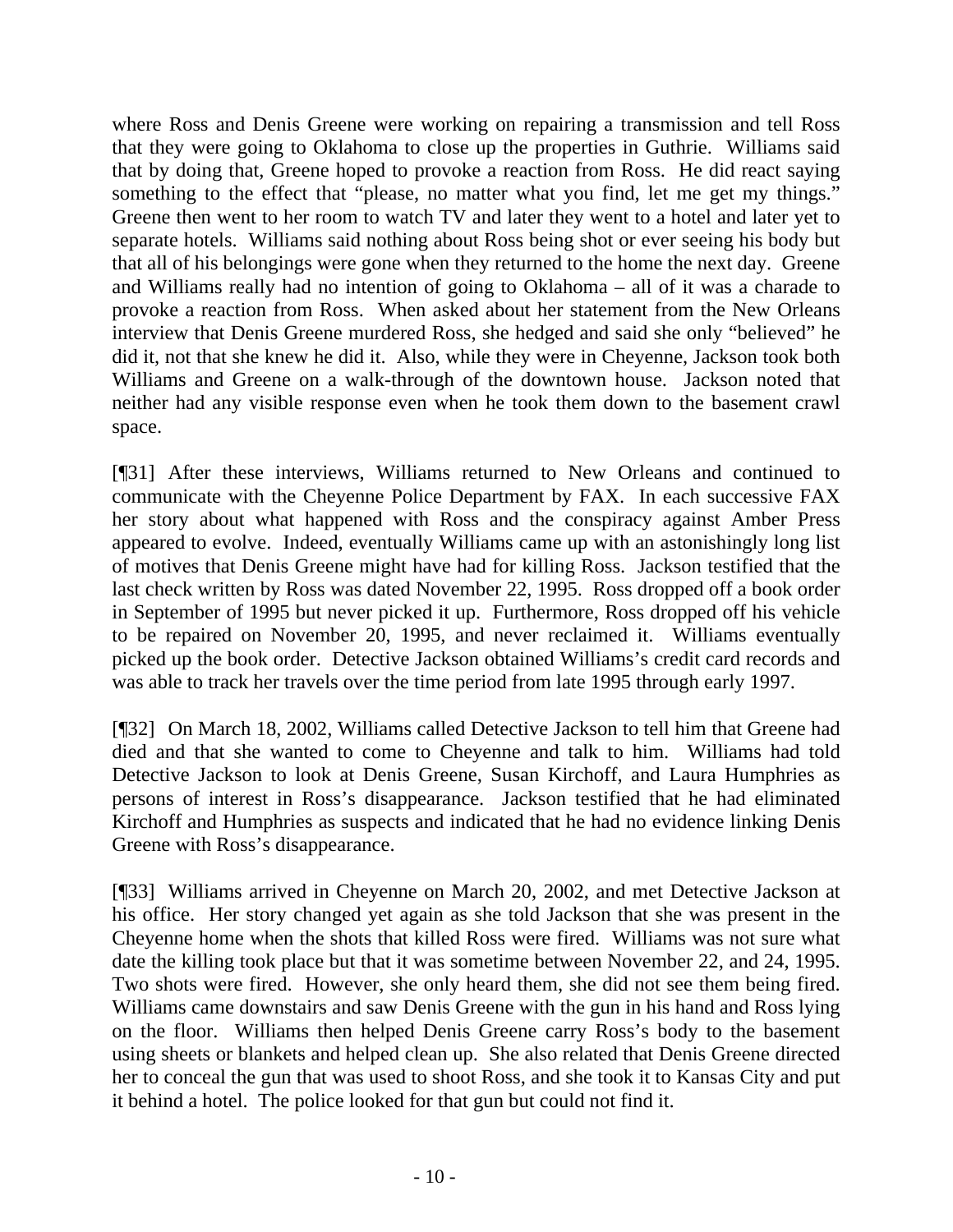where Ross and Denis Greene were working on repairing a transmission and tell Ross that they were going to Oklahoma to close up the properties in Guthrie. Williams said that by doing that, Greene hoped to provoke a reaction from Ross. He did react saying something to the effect that "please, no matter what you find, let me get my things." Greene then went to her room to watch TV and later they went to a hotel and later yet to separate hotels. Williams said nothing about Ross being shot or ever seeing his body but that all of his belongings were gone when they returned to the home the next day. Greene and Williams really had no intention of going to Oklahoma – all of it was a charade to provoke a reaction from Ross. When asked about her statement from the New Orleans interview that Denis Greene murdered Ross, she hedged and said she only "believed" he did it, not that she knew he did it. Also, while they were in Cheyenne, Jackson took both Williams and Greene on a walk-through of the downtown house. Jackson noted that neither had any visible response even when he took them down to the basement crawl space.

[¶31] After these interviews, Williams returned to New Orleans and continued to communicate with the Cheyenne Police Department by FAX. In each successive FAX her story about what happened with Ross and the conspiracy against Amber Press appeared to evolve. Indeed, eventually Williams came up with an astonishingly long list of motives that Denis Greene might have had for killing Ross. Jackson testified that the last check written by Ross was dated November 22, 1995. Ross dropped off a book order in September of 1995 but never picked it up. Furthermore, Ross dropped off his vehicle to be repaired on November 20, 1995, and never reclaimed it. Williams eventually picked up the book order. Detective Jackson obtained Williams's credit card records and was able to track her travels over the time period from late 1995 through early 1997.

[¶32] On March 18, 2002, Williams called Detective Jackson to tell him that Greene had died and that she wanted to come to Cheyenne and talk to him. Williams had told Detective Jackson to look at Denis Greene, Susan Kirchoff, and Laura Humphries as persons of interest in Ross's disappearance. Jackson testified that he had eliminated Kirchoff and Humphries as suspects and indicated that he had no evidence linking Denis Greene with Ross's disappearance.

[¶33] Williams arrived in Cheyenne on March 20, 2002, and met Detective Jackson at his office. Her story changed yet again as she told Jackson that she was present in the Cheyenne home when the shots that killed Ross were fired. Williams was not sure what date the killing took place but that it was sometime between November 22, and 24, 1995. Two shots were fired. However, she only heard them, she did not see them being fired. Williams came downstairs and saw Denis Greene with the gun in his hand and Ross lying on the floor. Williams then helped Denis Greene carry Ross's body to the basement using sheets or blankets and helped clean up. She also related that Denis Greene directed her to conceal the gun that was used to shoot Ross, and she took it to Kansas City and put it behind a hotel. The police looked for that gun but could not find it.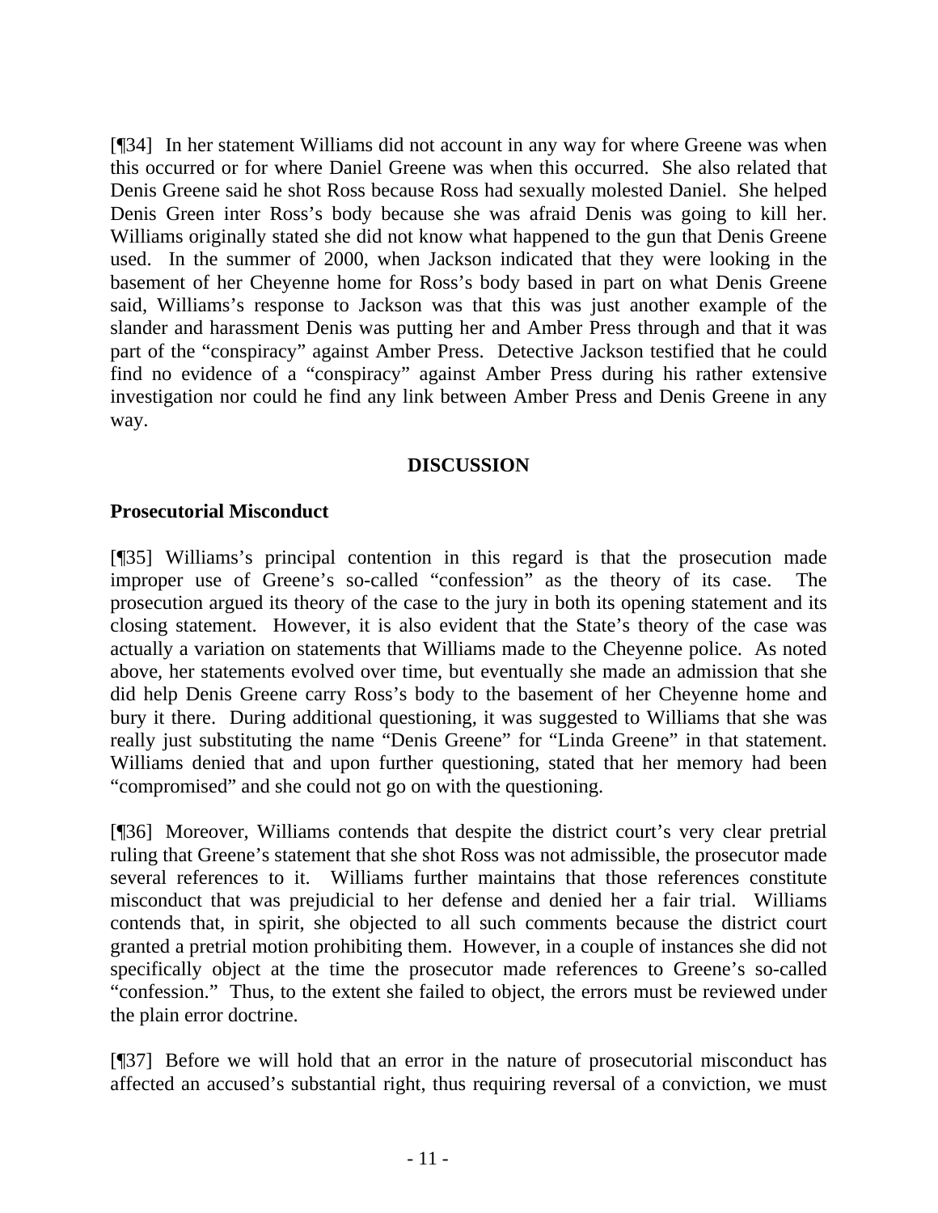[¶34] In her statement Williams did not account in any way for where Greene was when this occurred or for where Daniel Greene was when this occurred. She also related that Denis Greene said he shot Ross because Ross had sexually molested Daniel. She helped Denis Green inter Ross's body because she was afraid Denis was going to kill her. Williams originally stated she did not know what happened to the gun that Denis Greene used. In the summer of 2000, when Jackson indicated that they were looking in the basement of her Cheyenne home for Ross's body based in part on what Denis Greene said, Williams's response to Jackson was that this was just another example of the slander and harassment Denis was putting her and Amber Press through and that it was part of the "conspiracy" against Amber Press. Detective Jackson testified that he could find no evidence of a "conspiracy" against Amber Press during his rather extensive investigation nor could he find any link between Amber Press and Denis Greene in any way.

## DISCUSSION

### Prosecutorial Misconduct

[¶35] Williams's principal contention in this regard is that the prosecution made improper use of Greene's so-called "confession" as the theory of its case. The prosecution argued its theory of the case to the jury in both its opening statement and its closing statement. However, it is also evident that the State's theory of the case was actually a variation on statements that Williams made to the Cheyenne police. As noted above, her statements evolved over time, but eventually she made an admission that she did help Denis Greene carry Ross's body to the basement of her Cheyenne home and bury it there. During additional questioning, it was suggested to Williams that she was really just substituting the name "Denis Greene" for "Linda Greene" in that statement. Williams denied that and upon further questioning, stated that her memory had been "compromised" and she could not go on with the questioning.

[¶36] Moreover, Williams contends that despite the district court's very clear pretrial ruling that Greene's statement that she shot Ross was not admissible, the prosecutor made several references to it. Williams further maintains that those references constitute misconduct that was prejudicial to her defense and denied her a fair trial. Williams contends that, in spirit, she objected to all such comments because the district court granted a pretrial motion prohibiting them. However, in a couple of instances she did not specifically object at the time the prosecutor made references to Greene's so-called "confession." Thus, to the extent she failed to object, the errors must be reviewed under the plain error doctrine.

[¶37] Before we will hold that an error in the nature of prosecutorial misconduct has affected an accused's substantial right, thus requiring reversal of a conviction, we must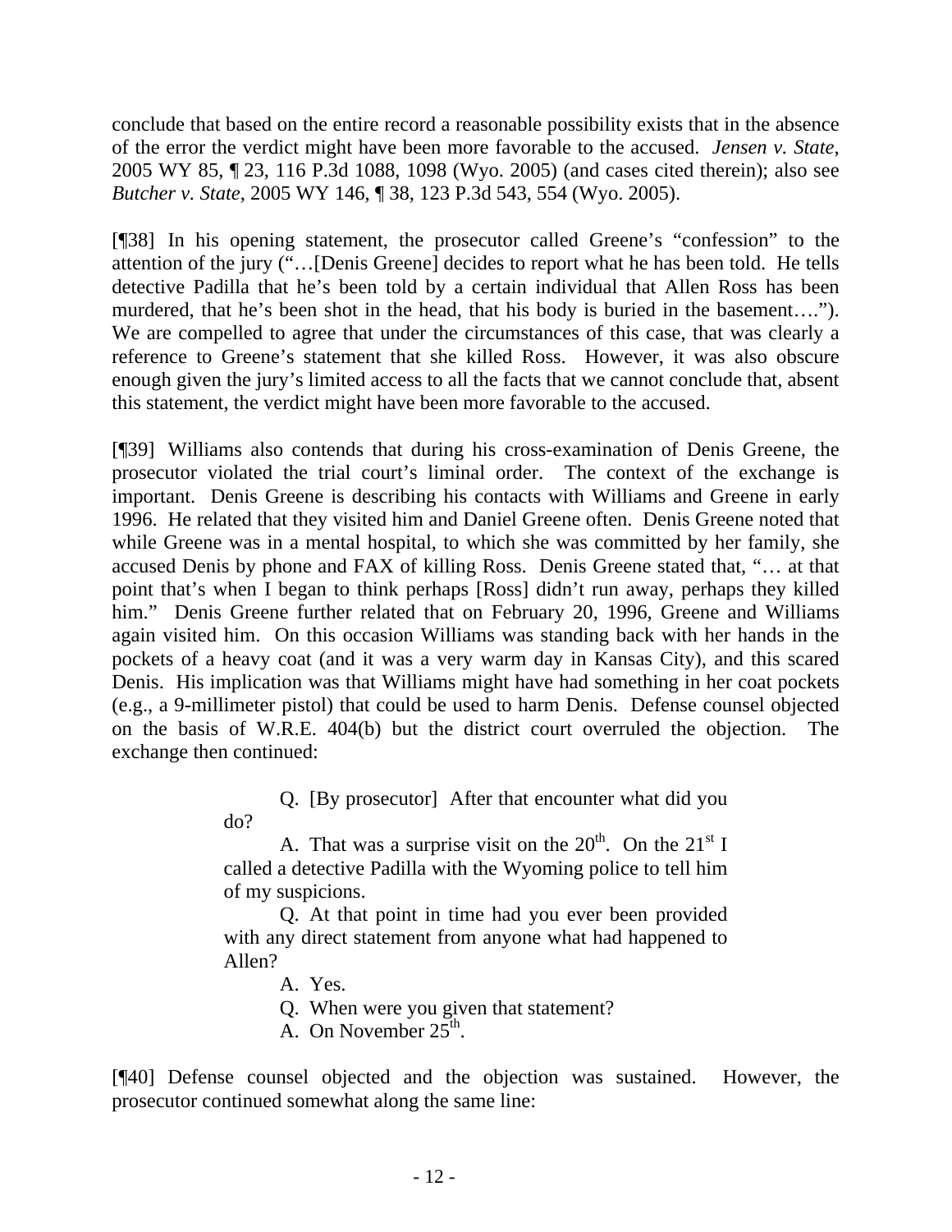conclude that based on the entire record a reasonable possibility exists that in the absence of the error the verdict might have been more favorable to the accused. *Jensen v. State*, 2005 WY 85, ¶ 23, 116 P.3d 1088, 1098 (Wyo. 2005) (and cases cited therein); also see *Butcher v. State*, 2005 WY 146, ¶ 38, 123 P.3d 543, 554 (Wyo. 2005).

[¶38] In his opening statement, the prosecutor called Greene's "confession" to the attention of the jury ("…[Denis Greene] decides to report what he has been told. He tells detective Padilla that he's been told by a certain individual that Allen Ross has been murdered, that he's been shot in the head, that his body is buried in the basement…."). We are compelled to agree that under the circumstances of this case, that was clearly a reference to Greene's statement that she killed Ross. However, it was also obscure enough given the jury's limited access to all the facts that we cannot conclude that, absent this statement, the verdict might have been more favorable to the accused.

[¶39] Williams also contends that during his cross-examination of Denis Greene, the prosecutor violated the trial court's liminal order. The context of the exchange is important. Denis Greene is describing his contacts with Williams and Greene in early 1996. He related that they visited him and Daniel Greene often. Denis Greene noted that while Greene was in a mental hospital, to which she was committed by her family, she accused Denis by phone and FAX of killing Ross. Denis Greene stated that, "… at that point that's when I began to think perhaps [Ross] didn't run away, perhaps they killed him." Denis Greene further related that on February 20, 1996, Greene and Williams again visited him. On this occasion Williams was standing back with her hands in the pockets of a heavy coat (and it was a very warm day in Kansas City), and this scared Denis. His implication was that Williams might have had something in her coat pockets (e.g., a 9-millimeter pistol) that could be used to harm Denis. Defense counsel objected on the basis of W.R.E. 404(b) but the district court overruled the objection. The exchange then continued:

> Q. [By prosecutor] After that encounter what did you do?
>
> A. That was a surprise visit on the 20th. On the 21st I called a detective Padilla with the Wyoming police to tell him of my suspicions.
>
> Q. At that point in time had you ever been provided with any direct statement from anyone what had happened to Allen?
>
> A. Yes.
>
> Q. When were you given that statement?
>
> A. On November 25th.

[¶40] Defense counsel objected and the objection was sustained. However, the prosecutor continued somewhat along the same line: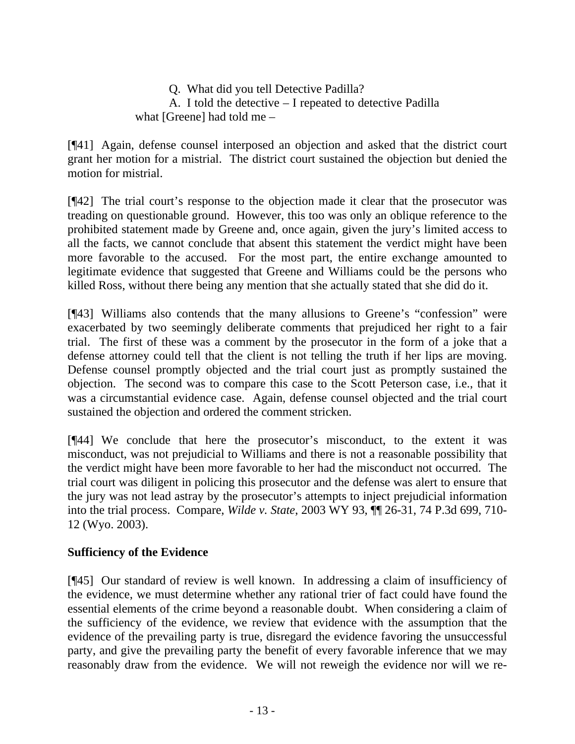Q. What did you tell Detective Padilla?

A. I told the detective – I repeated to detective Padilla what [Greene] had told me –

[¶41] Again, defense counsel interposed an objection and asked that the district court grant her motion for a mistrial. The district court sustained the objection but denied the motion for mistrial.

[¶42] The trial court's response to the objection made it clear that the prosecutor was treading on questionable ground. However, this too was only an oblique reference to the prohibited statement made by Greene and, once again, given the jury's limited access to all the facts, we cannot conclude that absent this statement the verdict might have been more favorable to the accused. For the most part, the entire exchange amounted to legitimate evidence that suggested that Greene and Williams could be the persons who killed Ross, without there being any mention that she actually stated that she did do it.

[¶43] Williams also contends that the many allusions to Greene's "confession" were exacerbated by two seemingly deliberate comments that prejudiced her right to a fair trial. The first of these was a comment by the prosecutor in the form of a joke that a defense attorney could tell that the client is not telling the truth if her lips are moving. Defense counsel promptly objected and the trial court just as promptly sustained the objection. The second was to compare this case to the Scott Peterson case, i.e., that it was a circumstantial evidence case. Again, defense counsel objected and the trial court sustained the objection and ordered the comment stricken.

[¶44] We conclude that here the prosecutor's misconduct, to the extent it was misconduct, was not prejudicial to Williams and there is not a reasonable possibility that the verdict might have been more favorable to her had the misconduct not occurred. The trial court was diligent in policing this prosecutor and the defense was alert to ensure that the jury was not lead astray by the prosecutor's attempts to inject prejudicial information into the trial process. Compare, *Wilde v. State*, 2003 WY 93, ¶¶ 26-31, 74 P.3d 699, 710-12 (Wyo. 2003).

**Sufficiency of the Evidence**

[¶45] Our standard of review is well known. In addressing a claim of insufficiency of the evidence, we must determine whether any rational trier of fact could have found the essential elements of the crime beyond a reasonable doubt. When considering a claim of the sufficiency of the evidence, we review that evidence with the assumption that the evidence of the prevailing party is true, disregard the evidence favoring the unsuccessful party, and give the prevailing party the benefit of every favorable inference that we may reasonably draw from the evidence. We will not reweigh the evidence nor will we re-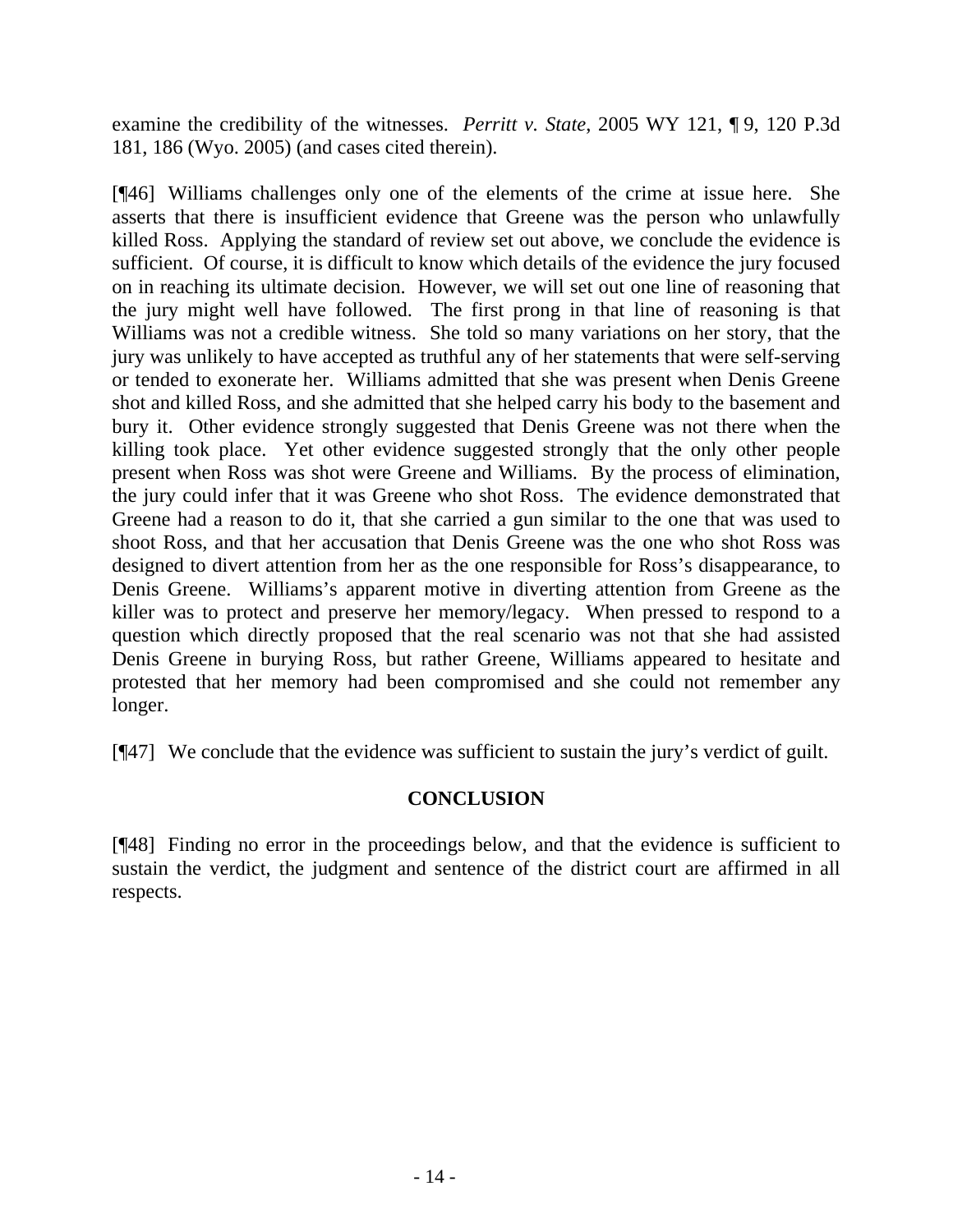examine the credibility of the witnesses. *Perritt v. State*, 2005 WY 121, ¶ 9, 120 P.3d 181, 186 (Wyo. 2005) (and cases cited therein).

[¶46] Williams challenges only one of the elements of the crime at issue here. She asserts that there is insufficient evidence that Greene was the person who unlawfully killed Ross. Applying the standard of review set out above, we conclude the evidence is sufficient. Of course, it is difficult to know which details of the evidence the jury focused on in reaching its ultimate decision. However, we will set out one line of reasoning that the jury might well have followed. The first prong in that line of reasoning is that Williams was not a credible witness. She told so many variations on her story, that the jury was unlikely to have accepted as truthful any of her statements that were self-serving or tended to exonerate her. Williams admitted that she was present when Denis Greene shot and killed Ross, and she admitted that she helped carry his body to the basement and bury it. Other evidence strongly suggested that Denis Greene was not there when the killing took place. Yet other evidence suggested strongly that the only other people present when Ross was shot were Greene and Williams. By the process of elimination, the jury could infer that it was Greene who shot Ross. The evidence demonstrated that Greene had a reason to do it, that she carried a gun similar to the one that was used to shoot Ross, and that her accusation that Denis Greene was the one who shot Ross was designed to divert attention from her as the one responsible for Ross's disappearance, to Denis Greene. Williams's apparent motive in diverting attention from Greene as the killer was to protect and preserve her memory/legacy. When pressed to respond to a question which directly proposed that the real scenario was not that she had assisted Denis Greene in burying Ross, but rather Greene, Williams appeared to hesitate and protested that her memory had been compromised and she could not remember any longer.

[¶47] We conclude that the evidence was sufficient to sustain the jury's verdict of guilt.

## CONCLUSION

[¶48] Finding no error in the proceedings below, and that the evidence is sufficient to sustain the verdict, the judgment and sentence of the district court are affirmed in all respects.